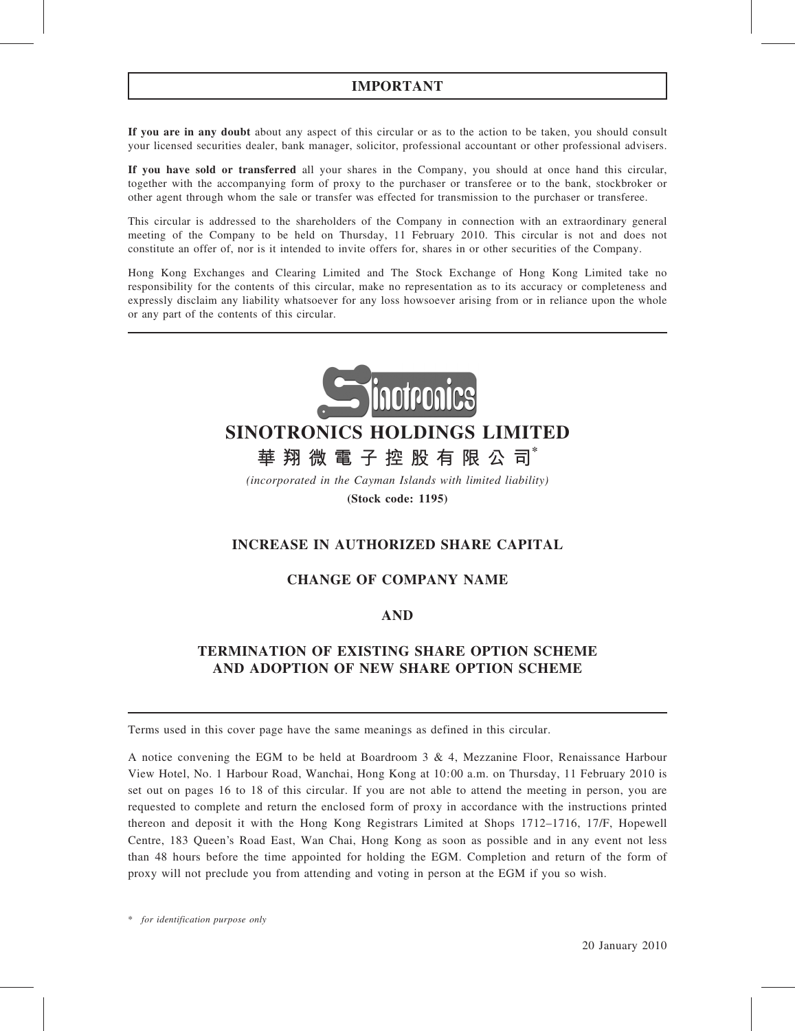# IMPORTANT

**If you are in any doubt** about any aspect of this circular or as to the action to be taken, you should consult your licensed securities dealer, bank manager, solicitor, professional accountant or other professional advisers.

**If you have sold or transferred** all your shares in the Company, you should at once hand this circular, together with the accompanying form of proxy to the purchaser or transferee or to the bank, stockbroker or other agent through whom the sale or transfer was effected for transmission to the purchaser or transferee.

This circular is addressed to the shareholders of the Company in connection with an extraordinary general meeting of the Company to be held on Thursday, 11 February 2010. This circular is not and does not constitute an offer of, nor is it intended to invite offers for, shares in or other securities of the Company.

Hong Kong Exchanges and Clearing Limited and The Stock Exchange of Hong Kong Limited take no responsibility for the contents of this circular, make no representation as to its accuracy or completeness and expressly disclaim any liability whatsoever for any loss howsoever arising from or in reliance upon the whole or any part of the contents of this circular.

# SINOTRONICS HOLDINGS LIMITED

# 華翔微電子控股有限公司*

*(incorporated in the Cayman Islands with limited liability)*

**(Stock code: 1195)**

## INCREASE IN AUTHORIZED SHARE CAPITAL

## CHANGE OF COMPANY NAME

## AND

## TERMINATION OF EXISTING SHARE OPTION SCHEME AND ADOPTION OF NEW SHARE OPTION SCHEME

Terms used in this cover page have the same meanings as defined in this circular.

A notice convening the EGM to be held at Boardroom 3 & 4, Mezzanine Floor, Renaissance Harbour View Hotel, No. 1 Harbour Road, Wanchai, Hong Kong at 10:00 a.m. on Thursday, 11 February 2010 is set out on pages 16 to 18 of this circular. If you are not able to attend the meeting in person, you are requested to complete and return the enclosed form of proxy in accordance with the instructions printed thereon and deposit it with the Hong Kong Registrars Limited at Shops 1712–1716, 17/F, Hopewell Centre, 183 Queen's Road East, Wan Chai, Hong Kong as soon as possible and in any event not less than 48 hours before the time appointed for holding the EGM. Completion and return of the form of proxy will not preclude you from attending and voting in person at the EGM if you so wish.

\* *for identification purpose only*

20 January 2010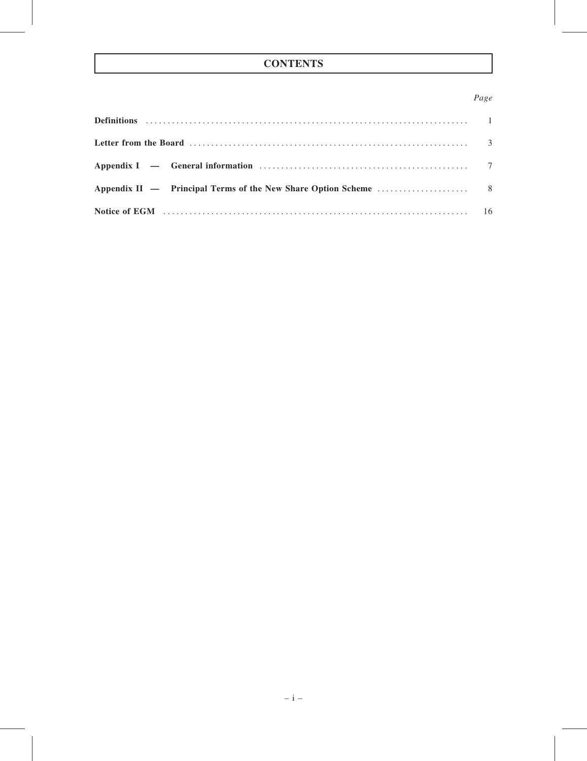# CONTENTS

| | Page |
|---|---|
| **Definitions** | 1 |
| **Letter from the Board** | 3 |
| **Appendix I — General information** | 7 |
| **Appendix II — Principal Terms of the New Share Option Scheme** | 8 |
| **Notice of EGM** | 16 |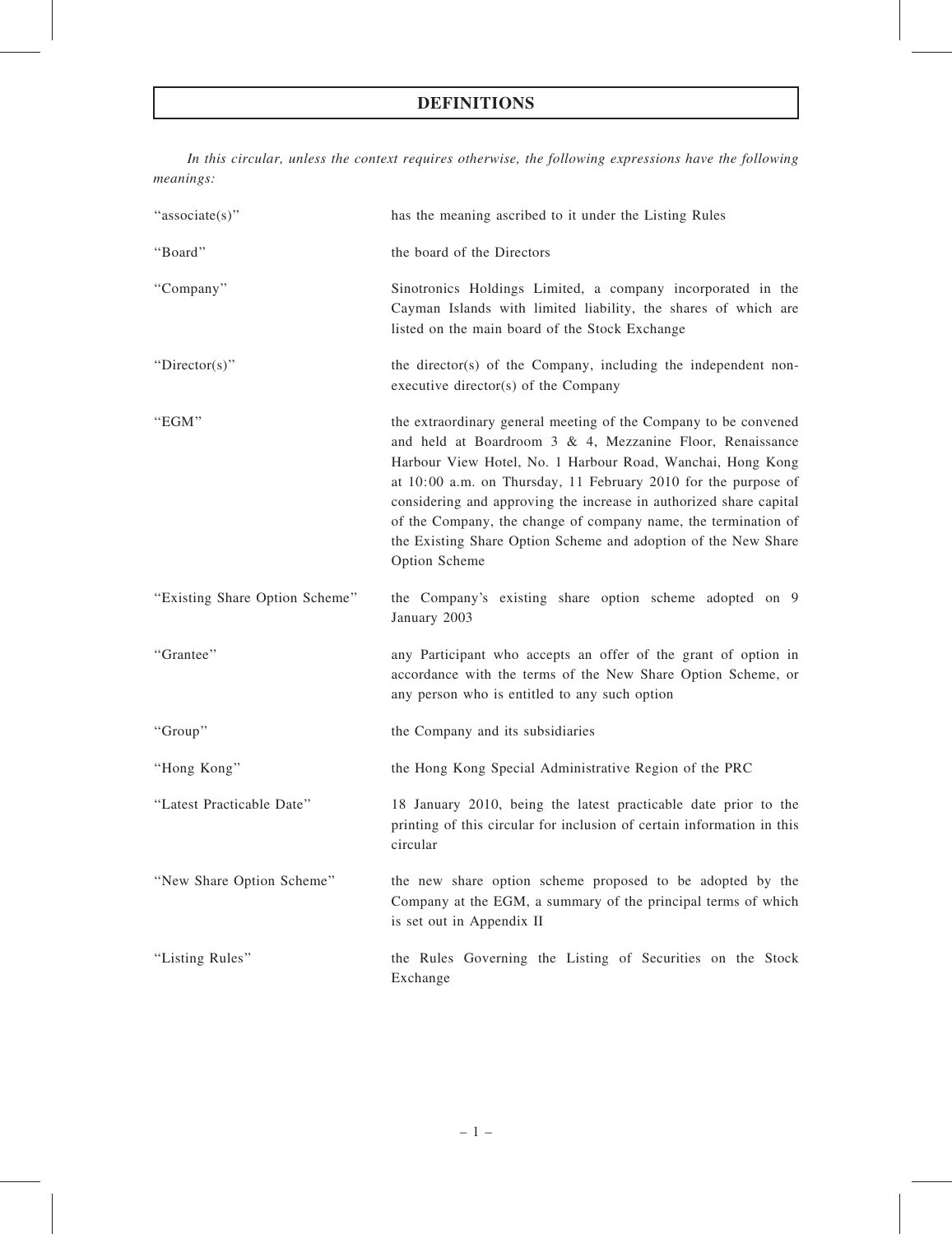# DEFINITIONS

*In this circular, unless the context requires otherwise, the following expressions have the following meanings:*

| | |
|---|---|
| "associate(s)" | has the meaning ascribed to it under the Listing Rules |
| "Board" | the board of the Directors |
| "Company" | Sinotronics Holdings Limited, a company incorporated in the Cayman Islands with limited liability, the shares of which are listed on the main board of the Stock Exchange |
| "Director(s)" | the director(s) of the Company, including the independent non-executive director(s) of the Company |
| "EGM" | the extraordinary general meeting of the Company to be convened and held at Boardroom 3 & 4, Mezzanine Floor, Renaissance Harbour View Hotel, No. 1 Harbour Road, Wanchai, Hong Kong at 10:00 a.m. on Thursday, 11 February 2010 for the purpose of considering and approving the increase in authorized share capital of the Company, the change of company name, the termination of the Existing Share Option Scheme and adoption of the New Share Option Scheme |
| "Existing Share Option Scheme" | the Company's existing share option scheme adopted on 9 January 2003 |
| "Grantee" | any Participant who accepts an offer of the grant of option in accordance with the terms of the New Share Option Scheme, or any person who is entitled to any such option |
| "Group" | the Company and its subsidiaries |
| "Hong Kong" | the Hong Kong Special Administrative Region of the PRC |
| "Latest Practicable Date" | 18 January 2010, being the latest practicable date prior to the printing of this circular for inclusion of certain information in this circular |
| "New Share Option Scheme" | the new share option scheme proposed to be adopted by the Company at the EGM, a summary of the principal terms of which is set out in Appendix II |
| "Listing Rules" | the Rules Governing the Listing of Securities on the Stock Exchange |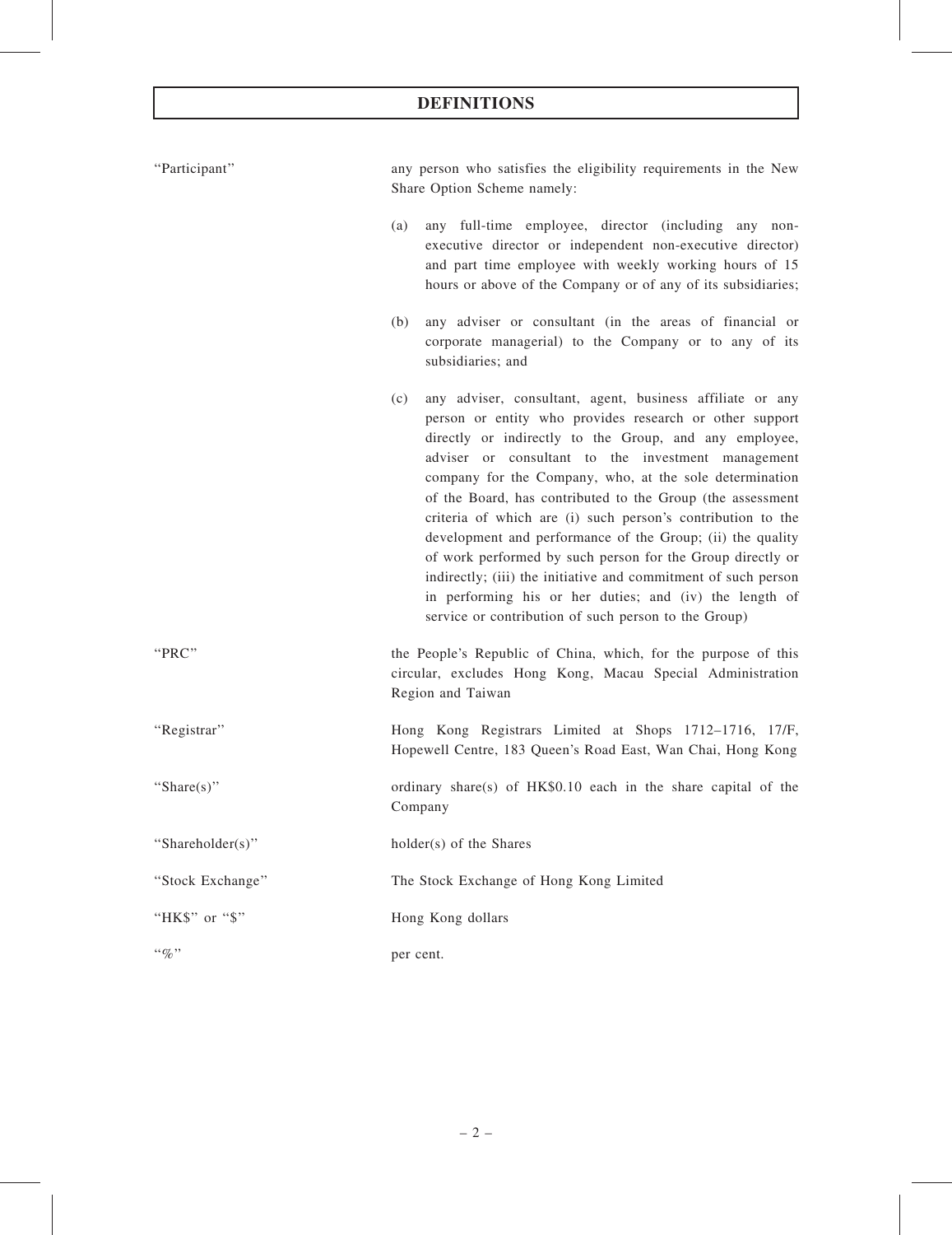## DEFINITIONS

| | |
|---|---|
| "Participant" | any person who satisfies the eligibility requirements in the New Share Option Scheme namely:<br><br>(a) any full-time employee, director (including any non-executive director or independent non-executive director) and part time employee with weekly working hours of 15 hours or above of the Company or of any of its subsidiaries;<br><br>(b) any adviser or consultant (in the areas of financial or corporate managerial) to the Company or to any of its subsidiaries; and<br><br>(c) any adviser, consultant, agent, business affiliate or any person or entity who provides research or other support directly or indirectly to the Group, and any employee, adviser or consultant to the investment management company for the Company, who, at the sole determination of the Board, has contributed to the Group (the assessment criteria of which are (i) such person's contribution to the development and performance of the Group; (ii) the quality of work performed by such person for the Group directly or indirectly; (iii) the initiative and commitment of such person in performing his or her duties; and (iv) the length of service or contribution of such person to the Group) |
| "PRC" | the People's Republic of China, which, for the purpose of this circular, excludes Hong Kong, Macau Special Administration Region and Taiwan |
| "Registrar" | Hong Kong Registrars Limited at Shops 1712–1716, 17/F, Hopewell Centre, 183 Queen's Road East, Wan Chai, Hong Kong |
| "Share(s)" | ordinary share(s) of HK$0.10 each in the share capital of the Company |
| "Shareholder(s)" | holder(s) of the Shares |
| "Stock Exchange" | The Stock Exchange of Hong Kong Limited |
| "HK$" or "$" | Hong Kong dollars |
| "%" | per cent. |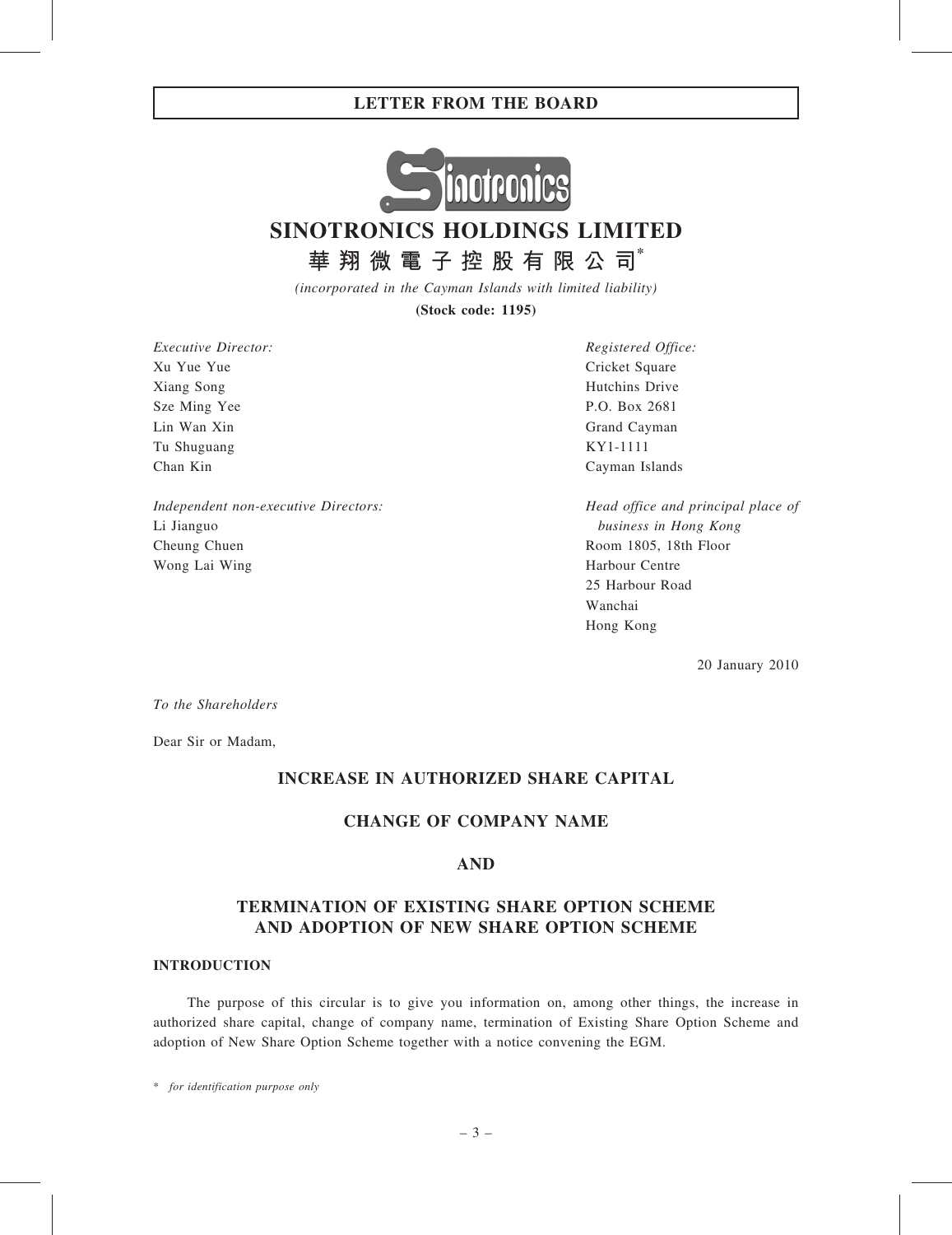# SINOTRONICS HOLDINGS LIMITED

## 華翔微電子控股有限公司*

*(incorporated in the Cayman Islands with limited liability)*

**(Stock code: 1195)**

*Executive Director:*
Xu Yue Yue
Xiang Song
Sze Ming Yee
Lin Wan Xin
Tu Shuguang
Chan Kin

*Independent non-executive Directors:*
Li Jianguo
Cheung Chuen
Wong Lai Wing

*Registered Office:*
Cricket Square
Hutchins Drive
P.O. Box 2681
Grand Cayman
KY1-1111
Cayman Islands

*Head office and principal place of business in Hong Kong*
Room 1805, 18th Floor
Harbour Centre
25 Harbour Road
Wanchai
Hong Kong

20 January 2010

*To the Shareholders*

Dear Sir or Madam,

## INCREASE IN AUTHORIZED SHARE CAPITAL

## CHANGE OF COMPANY NAME

## AND

## TERMINATION OF EXISTING SHARE OPTION SCHEME AND ADOPTION OF NEW SHARE OPTION SCHEME

### INTRODUCTION

The purpose of this circular is to give you information on, among other things, the increase in authorized share capital, change of company name, termination of Existing Share Option Scheme and adoption of New Share Option Scheme together with a notice convening the EGM.

\* *for identification purpose only*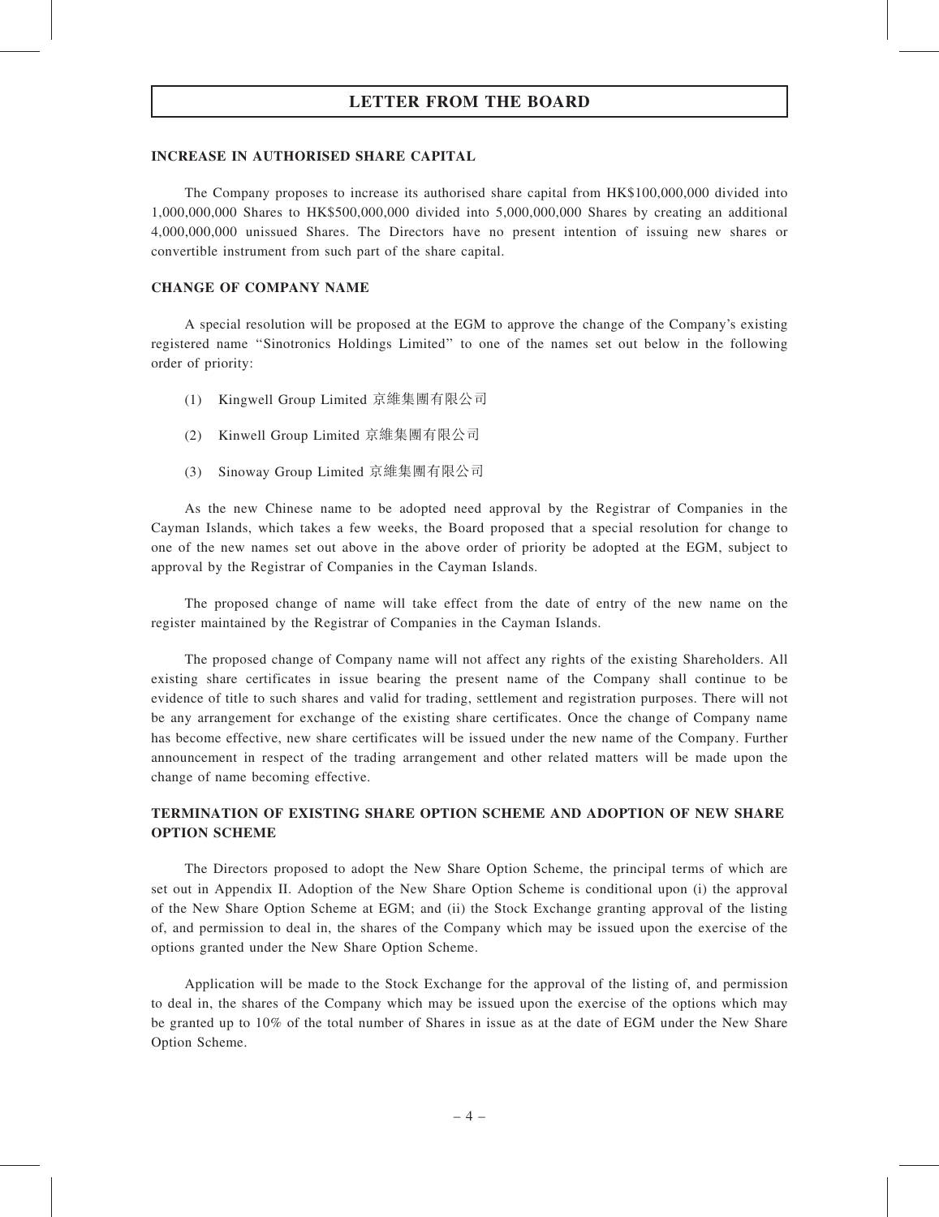# LETTER FROM THE BOARD

## INCREASE IN AUTHORISED SHARE CAPITAL

The Company proposes to increase its authorised share capital from HK$100,000,000 divided into 1,000,000,000 Shares to HK$500,000,000 divided into 5,000,000,000 Shares by creating an additional 4,000,000,000 unissued Shares. The Directors have no present intention of issuing new shares or convertible instrument from such part of the share capital.

## CHANGE OF COMPANY NAME

A special resolution will be proposed at the EGM to approve the change of the Company's existing registered name "Sinotronics Holdings Limited" to one of the names set out below in the following order of priority:

(1) Kingwell Group Limited 京維集團有限公司

(2) Kinwell Group Limited 京維集團有限公司

(3) Sinoway Group Limited 京維集團有限公司

As the new Chinese name to be adopted need approval by the Registrar of Companies in the Cayman Islands, which takes a few weeks, the Board proposed that a special resolution for change to one of the new names set out above in the above order of priority be adopted at the EGM, subject to approval by the Registrar of Companies in the Cayman Islands.

The proposed change of name will take effect from the date of entry of the new name on the register maintained by the Registrar of Companies in the Cayman Islands.

The proposed change of Company name will not affect any rights of the existing Shareholders. All existing share certificates in issue bearing the present name of the Company shall continue to be evidence of title to such shares and valid for trading, settlement and registration purposes. There will not be any arrangement for exchange of the existing share certificates. Once the change of Company name has become effective, new share certificates will be issued under the new name of the Company. Further announcement in respect of the trading arrangement and other related matters will be made upon the change of name becoming effective.

## TERMINATION OF EXISTING SHARE OPTION SCHEME AND ADOPTION OF NEW SHARE OPTION SCHEME

The Directors proposed to adopt the New Share Option Scheme, the principal terms of which are set out in Appendix II. Adoption of the New Share Option Scheme is conditional upon (i) the approval of the New Share Option Scheme at EGM; and (ii) the Stock Exchange granting approval of the listing of, and permission to deal in, the shares of the Company which may be issued upon the exercise of the options granted under the New Share Option Scheme.

Application will be made to the Stock Exchange for the approval of the listing of, and permission to deal in, the shares of the Company which may be issued upon the exercise of the options which may be granted up to 10% of the total number of Shares in issue as at the date of EGM under the New Share Option Scheme.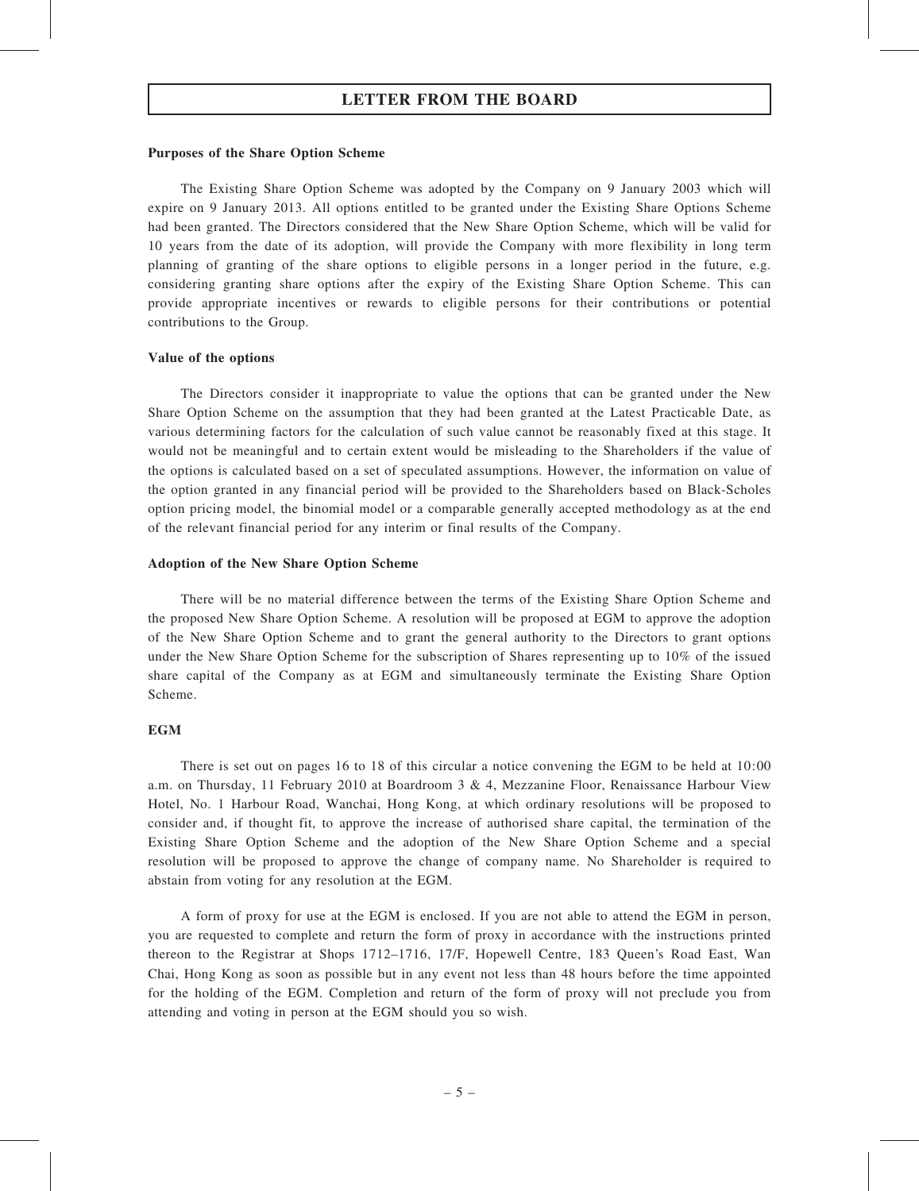# LETTER FROM THE BOARD

**Purposes of the Share Option Scheme**

The Existing Share Option Scheme was adopted by the Company on 9 January 2003 which will expire on 9 January 2013. All options entitled to be granted under the Existing Share Options Scheme had been granted. The Directors considered that the New Share Option Scheme, which will be valid for 10 years from the date of its adoption, will provide the Company with more flexibility in long term planning of granting of the share options to eligible persons in a longer period in the future, e.g. considering granting share options after the expiry of the Existing Share Option Scheme. This can provide appropriate incentives or rewards to eligible persons for their contributions or potential contributions to the Group.

**Value of the options**

The Directors consider it inappropriate to value the options that can be granted under the New Share Option Scheme on the assumption that they had been granted at the Latest Practicable Date, as various determining factors for the calculation of such value cannot be reasonably fixed at this stage. It would not be meaningful and to certain extent would be misleading to the Shareholders if the value of the options is calculated based on a set of speculated assumptions. However, the information on value of the option granted in any financial period will be provided to the Shareholders based on Black-Scholes option pricing model, the binomial model or a comparable generally accepted methodology as at the end of the relevant financial period for any interim or final results of the Company.

**Adoption of the New Share Option Scheme**

There will be no material difference between the terms of the Existing Share Option Scheme and the proposed New Share Option Scheme. A resolution will be proposed at EGM to approve the adoption of the New Share Option Scheme and to grant the general authority to the Directors to grant options under the New Share Option Scheme for the subscription of Shares representing up to 10% of the issued share capital of the Company as at EGM and simultaneously terminate the Existing Share Option Scheme.

**EGM**

There is set out on pages 16 to 18 of this circular a notice convening the EGM to be held at 10:00 a.m. on Thursday, 11 February 2010 at Boardroom 3 & 4, Mezzanine Floor, Renaissance Harbour View Hotel, No. 1 Harbour Road, Wanchai, Hong Kong, at which ordinary resolutions will be proposed to consider and, if thought fit, to approve the increase of authorised share capital, the termination of the Existing Share Option Scheme and the adoption of the New Share Option Scheme and a special resolution will be proposed to approve the change of company name. No Shareholder is required to abstain from voting for any resolution at the EGM.

A form of proxy for use at the EGM is enclosed. If you are not able to attend the EGM in person, you are requested to complete and return the form of proxy in accordance with the instructions printed thereon to the Registrar at Shops 1712–1716, 17/F, Hopewell Centre, 183 Queen's Road East, Wan Chai, Hong Kong as soon as possible but in any event not less than 48 hours before the time appointed for the holding of the EGM. Completion and return of the form of proxy will not preclude you from attending and voting in person at the EGM should you so wish.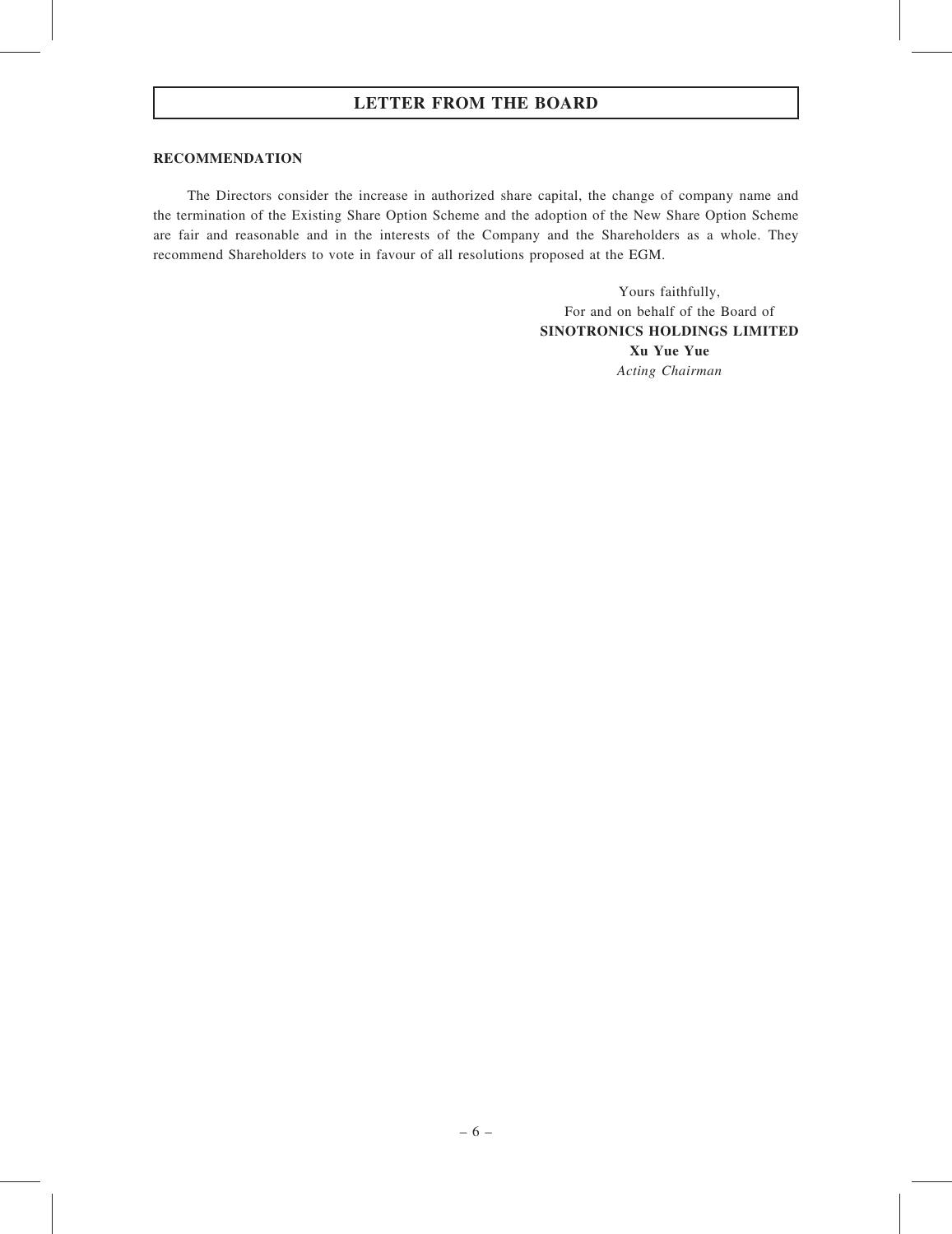## LETTER FROM THE BOARD

**RECOMMENDATION**

The Directors consider the increase in authorized share capital, the change of company name and the termination of the Existing Share Option Scheme and the adoption of the New Share Option Scheme are fair and reasonable and in the interests of the Company and the Shareholders as a whole. They recommend Shareholders to vote in favour of all resolutions proposed at the EGM.

Yours faithfully,
For and on behalf of the Board of
**SINOTRONICS HOLDINGS LIMITED**
**Xu Yue Yue**
*Acting Chairman*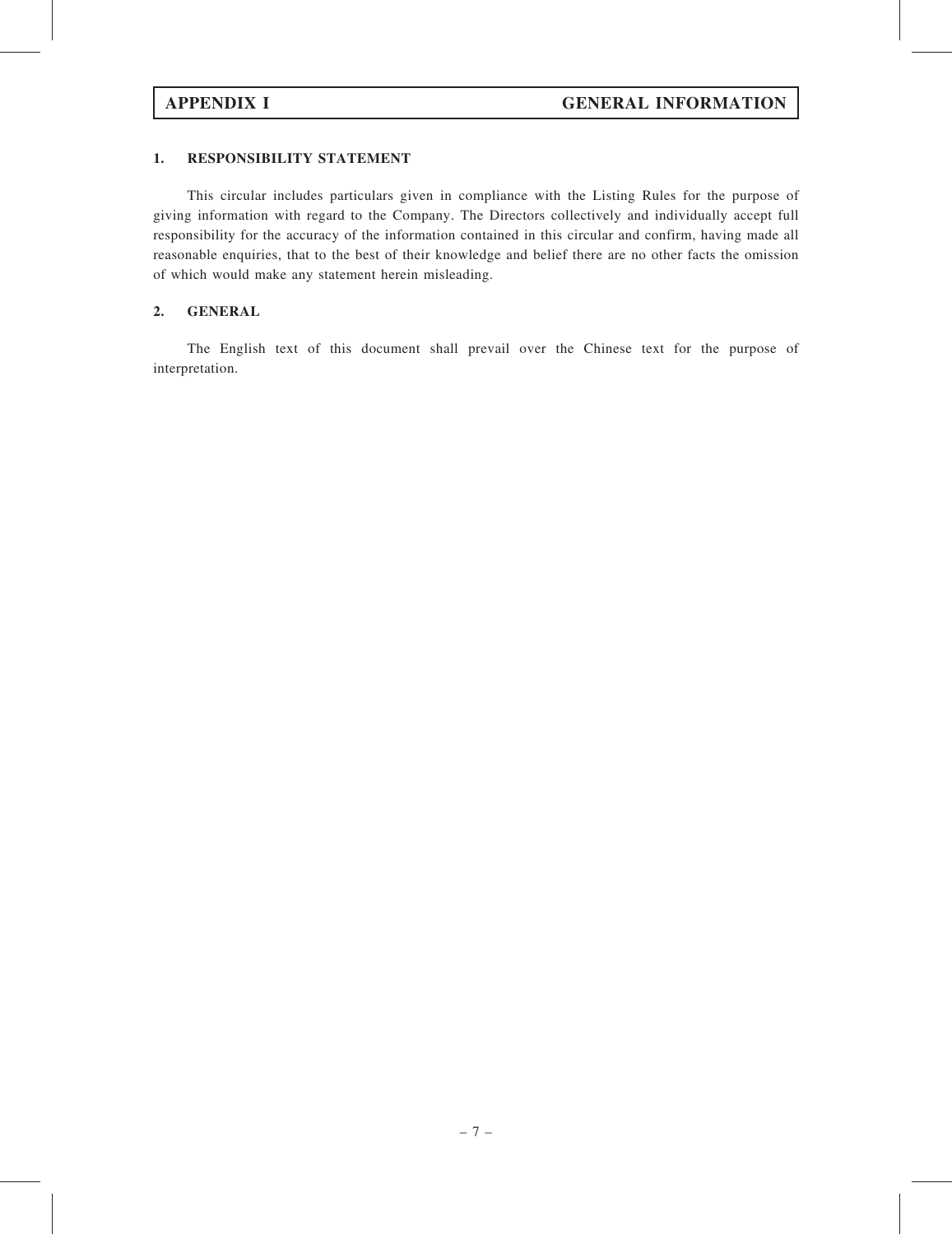# APPENDIX I GENERAL INFORMATION

## 1. RESPONSIBILITY STATEMENT

This circular includes particulars given in compliance with the Listing Rules for the purpose of giving information with regard to the Company. The Directors collectively and individually accept full responsibility for the accuracy of the information contained in this circular and confirm, having made all reasonable enquiries, that to the best of their knowledge and belief there are no other facts the omission of which would make any statement herein misleading.

## 2. GENERAL

The English text of this document shall prevail over the Chinese text for the purpose of interpretation.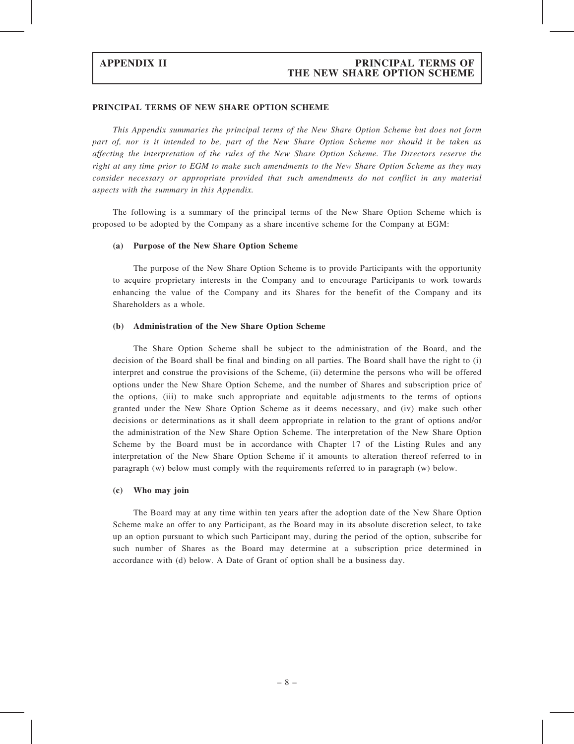## PRINCIPAL TERMS OF NEW SHARE OPTION SCHEME

*This Appendix summaries the principal terms of the New Share Option Scheme but does not form part of, nor is it intended to be, part of the New Share Option Scheme nor should it be taken as affecting the interpretation of the rules of the New Share Option Scheme. The Directors reserve the right at any time prior to EGM to make such amendments to the New Share Option Scheme as they may consider necessary or appropriate provided that such amendments do not conflict in any material aspects with the summary in this Appendix.*

The following is a summary of the principal terms of the New Share Option Scheme which is proposed to be adopted by the Company as a share incentive scheme for the Company at EGM:

### (a) Purpose of the New Share Option Scheme

The purpose of the New Share Option Scheme is to provide Participants with the opportunity to acquire proprietary interests in the Company and to encourage Participants to work towards enhancing the value of the Company and its Shares for the benefit of the Company and its Shareholders as a whole.

### (b) Administration of the New Share Option Scheme

The Share Option Scheme shall be subject to the administration of the Board, and the decision of the Board shall be final and binding on all parties. The Board shall have the right to (i) interpret and construe the provisions of the Scheme, (ii) determine the persons who will be offered options under the New Share Option Scheme, and the number of Shares and subscription price of the options, (iii) to make such appropriate and equitable adjustments to the terms of options granted under the New Share Option Scheme as it deems necessary, and (iv) make such other decisions or determinations as it shall deem appropriate in relation to the grant of options and/or the administration of the New Share Option Scheme. The interpretation of the New Share Option Scheme by the Board must be in accordance with Chapter 17 of the Listing Rules and any interpretation of the New Share Option Scheme if it amounts to alteration thereof referred to in paragraph (w) below must comply with the requirements referred to in paragraph (w) below.

### (c) Who may join

The Board may at any time within ten years after the adoption date of the New Share Option Scheme make an offer to any Participant, as the Board may in its absolute discretion select, to take up an option pursuant to which such Participant may, during the period of the option, subscribe for such number of Shares as the Board may determine at a subscription price determined in accordance with (d) below. A Date of Grant of option shall be a business day.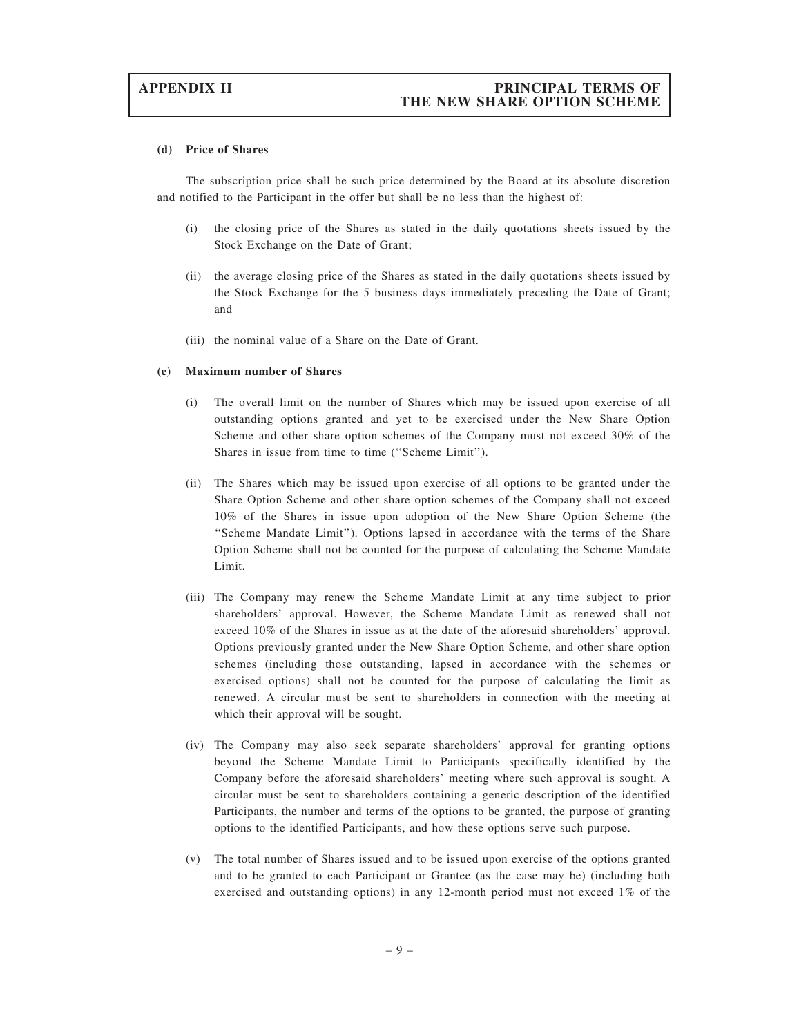#### (d) Price of Shares

The subscription price shall be such price determined by the Board at its absolute discretion and notified to the Participant in the offer but shall be no less than the highest of:

(i) the closing price of the Shares as stated in the daily quotations sheets issued by the Stock Exchange on the Date of Grant;

(ii) the average closing price of the Shares as stated in the daily quotations sheets issued by the Stock Exchange for the 5 business days immediately preceding the Date of Grant; and

(iii) the nominal value of a Share on the Date of Grant.

#### (e) Maximum number of Shares

(i) The overall limit on the number of Shares which may be issued upon exercise of all outstanding options granted and yet to be exercised under the New Share Option Scheme and other share option schemes of the Company must not exceed 30% of the Shares in issue from time to time (''Scheme Limit'').

(ii) The Shares which may be issued upon exercise of all options to be granted under the Share Option Scheme and other share option schemes of the Company shall not exceed 10% of the Shares in issue upon adoption of the New Share Option Scheme (the ''Scheme Mandate Limit''). Options lapsed in accordance with the terms of the Share Option Scheme shall not be counted for the purpose of calculating the Scheme Mandate Limit.

(iii) The Company may renew the Scheme Mandate Limit at any time subject to prior shareholders' approval. However, the Scheme Mandate Limit as renewed shall not exceed 10% of the Shares in issue as at the date of the aforesaid shareholders' approval. Options previously granted under the New Share Option Scheme, and other share option schemes (including those outstanding, lapsed in accordance with the schemes or exercised options) shall not be counted for the purpose of calculating the limit as renewed. A circular must be sent to shareholders in connection with the meeting at which their approval will be sought.

(iv) The Company may also seek separate shareholders' approval for granting options beyond the Scheme Mandate Limit to Participants specifically identified by the Company before the aforesaid shareholders' meeting where such approval is sought. A circular must be sent to shareholders containing a generic description of the identified Participants, the number and terms of the options to be granted, the purpose of granting options to the identified Participants, and how these options serve such purpose.

(v) The total number of Shares issued and to be issued upon exercise of the options granted and to be granted to each Participant or Grantee (as the case may be) (including both exercised and outstanding options) in any 12-month period must not exceed 1% of the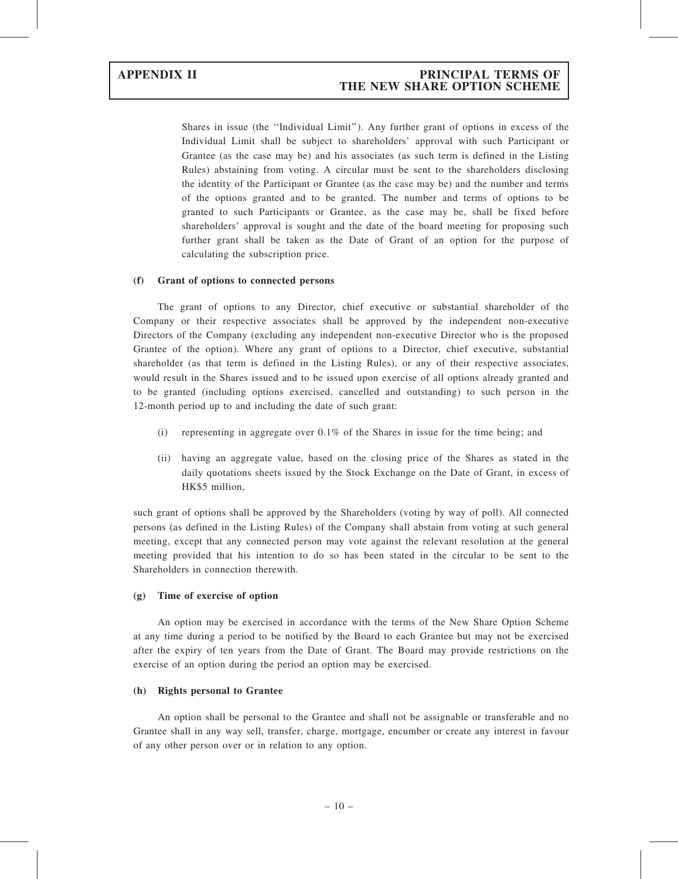Shares in issue (the "Individual Limit"). Any further grant of options in excess of the Individual Limit shall be subject to shareholders' approval with such Participant or Grantee (as the case may be) and his associates (as such term is defined in the Listing Rules) abstaining from voting. A circular must be sent to the shareholders disclosing the identity of the Participant or Grantee (as the case may be) and the number and terms of the options granted and to be granted. The number and terms of options to be granted to such Participants or Grantee, as the case may be, shall be fixed before shareholders' approval is sought and the date of the board meeting for proposing such further grant shall be taken as the Date of Grant of an option for the purpose of calculating the subscription price.

**(f) Grant of options to connected persons**

The grant of options to any Director, chief executive or substantial shareholder of the Company or their respective associates shall be approved by the independent non-executive Directors of the Company (excluding any independent non-executive Director who is the proposed Grantee of the option). Where any grant of options to a Director, chief executive, substantial shareholder (as that term is defined in the Listing Rules), or any of their respective associates, would result in the Shares issued and to be issued upon exercise of all options already granted and to be granted (including options exercised, cancelled and outstanding) to such person in the 12-month period up to and including the date of such grant:

(i) representing in aggregate over 0.1% of the Shares in issue for the time being; and

(ii) having an aggregate value, based on the closing price of the Shares as stated in the daily quotations sheets issued by the Stock Exchange on the Date of Grant, in excess of HK$5 million,

such grant of options shall be approved by the Shareholders (voting by way of poll). All connected persons (as defined in the Listing Rules) of the Company shall abstain from voting at such general meeting, except that any connected person may vote against the relevant resolution at the general meeting provided that his intention to do so has been stated in the circular to be sent to the Shareholders in connection therewith.

**(g) Time of exercise of option**

An option may be exercised in accordance with the terms of the New Share Option Scheme at any time during a period to be notified by the Board to each Grantee but may not be exercised after the expiry of ten years from the Date of Grant. The Board may provide restrictions on the exercise of an option during the period an option may be exercised.

**(h) Rights personal to Grantee**

An option shall be personal to the Grantee and shall not be assignable or transferable and no Grantee shall in any way sell, transfer, charge, mortgage, encumber or create any interest in favour of any other person over or in relation to any option.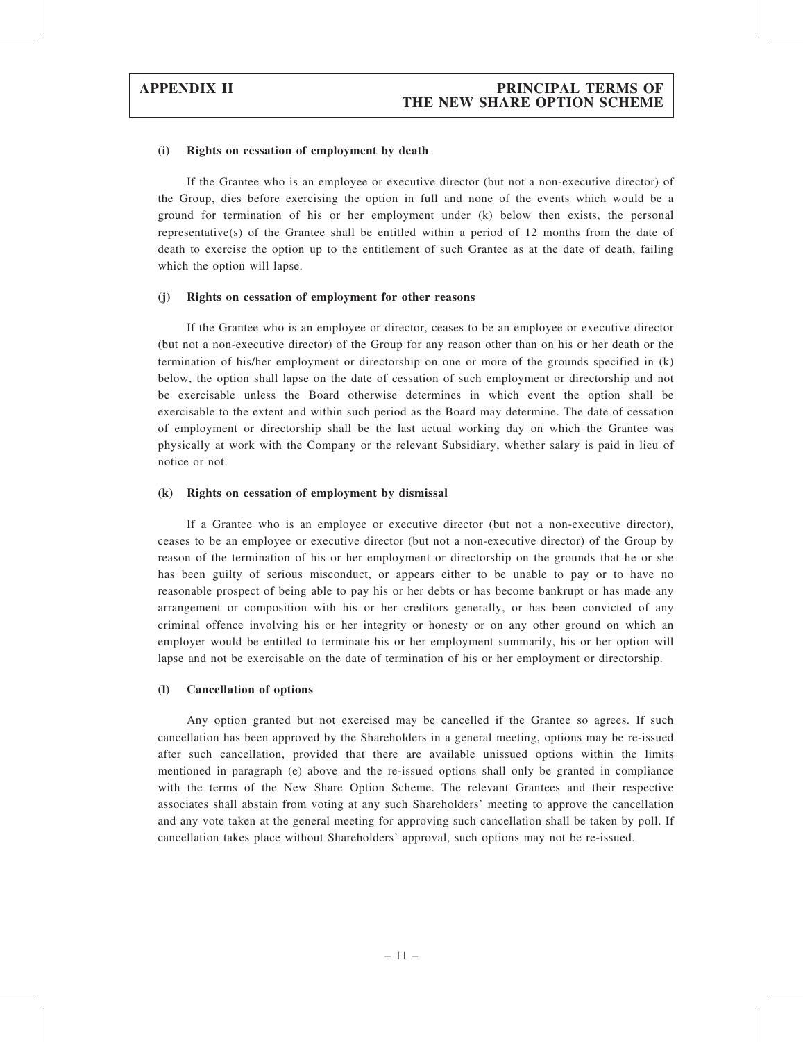#### (i) Rights on cessation of employment by death

If the Grantee who is an employee or executive director (but not a non-executive director) of the Group, dies before exercising the option in full and none of the events which would be a ground for termination of his or her employment under (k) below then exists, the personal representative(s) of the Grantee shall be entitled within a period of 12 months from the date of death to exercise the option up to the entitlement of such Grantee as at the date of death, failing which the option will lapse.

#### (j) Rights on cessation of employment for other reasons

If the Grantee who is an employee or director, ceases to be an employee or executive director (but not a non-executive director) of the Group for any reason other than on his or her death or the termination of his/her employment or directorship on one or more of the grounds specified in (k) below, the option shall lapse on the date of cessation of such employment or directorship and not be exercisable unless the Board otherwise determines in which event the option shall be exercisable to the extent and within such period as the Board may determine. The date of cessation of employment or directorship shall be the last actual working day on which the Grantee was physically at work with the Company or the relevant Subsidiary, whether salary is paid in lieu of notice or not.

#### (k) Rights on cessation of employment by dismissal

If a Grantee who is an employee or executive director (but not a non-executive director), ceases to be an employee or executive director (but not a non-executive director) of the Group by reason of the termination of his or her employment or directorship on the grounds that he or she has been guilty of serious misconduct, or appears either to be unable to pay or to have no reasonable prospect of being able to pay his or her debts or has become bankrupt or has made any arrangement or composition with his or her creditors generally, or has been convicted of any criminal offence involving his or her integrity or honesty or on any other ground on which an employer would be entitled to terminate his or her employment summarily, his or her option will lapse and not be exercisable on the date of termination of his or her employment or directorship.

#### (l) Cancellation of options

Any option granted but not exercised may be cancelled if the Grantee so agrees. If such cancellation has been approved by the Shareholders in a general meeting, options may be re-issued after such cancellation, provided that there are available unissued options within the limits mentioned in paragraph (e) above and the re-issued options shall only be granted in compliance with the terms of the New Share Option Scheme. The relevant Grantees and their respective associates shall abstain from voting at any such Shareholders' meeting to approve the cancellation and any vote taken at the general meeting for approving such cancellation shall be taken by poll. If cancellation takes place without Shareholders' approval, such options may not be re-issued.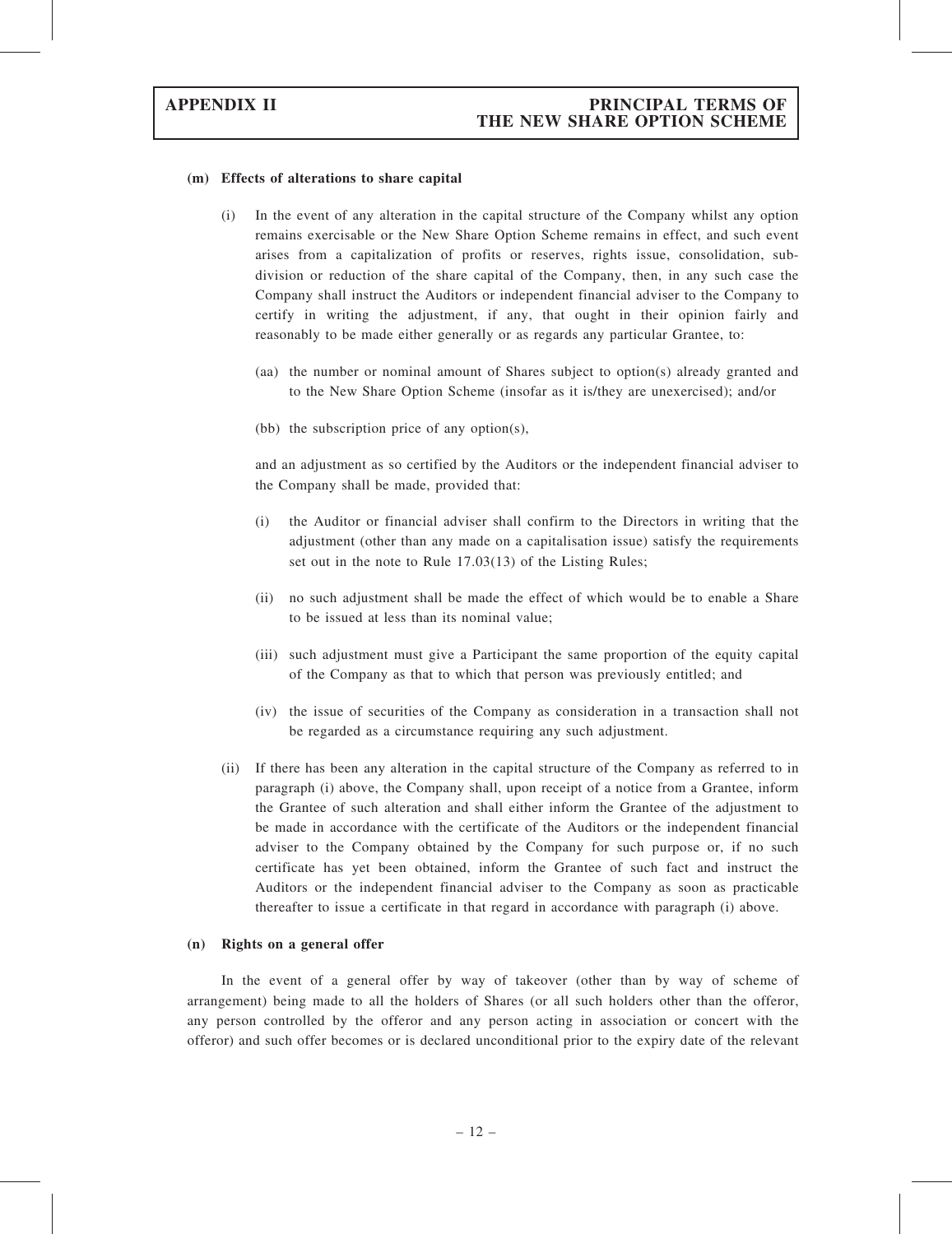**(m) Effects of alterations to share capital**

(i) In the event of any alteration in the capital structure of the Company whilst any option remains exercisable or the New Share Option Scheme remains in effect, and such event arises from a capitalization of profits or reserves, rights issue, consolidation, sub-division or reduction of the share capital of the Company, then, in any such case the Company shall instruct the Auditors or independent financial adviser to the Company to certify in writing the adjustment, if any, that ought in their opinion fairly and reasonably to be made either generally or as regards any particular Grantee, to:

(aa) the number or nominal amount of Shares subject to option(s) already granted and to the New Share Option Scheme (insofar as it is/they are unexercised); and/or

(bb) the subscription price of any option(s),

and an adjustment as so certified by the Auditors or the independent financial adviser to the Company shall be made, provided that:

(i) the Auditor or financial adviser shall confirm to the Directors in writing that the adjustment (other than any made on a capitalisation issue) satisfy the requirements set out in the note to Rule 17.03(13) of the Listing Rules;

(ii) no such adjustment shall be made the effect of which would be to enable a Share to be issued at less than its nominal value;

(iii) such adjustment must give a Participant the same proportion of the equity capital of the Company as that to which that person was previously entitled; and

(iv) the issue of securities of the Company as consideration in a transaction shall not be regarded as a circumstance requiring any such adjustment.

(ii) If there has been any alteration in the capital structure of the Company as referred to in paragraph (i) above, the Company shall, upon receipt of a notice from a Grantee, inform the Grantee of such alteration and shall either inform the Grantee of the adjustment to be made in accordance with the certificate of the Auditors or the independent financial adviser to the Company obtained by the Company for such purpose or, if no such certificate has yet been obtained, inform the Grantee of such fact and instruct the Auditors or the independent financial adviser to the Company as soon as practicable thereafter to issue a certificate in that regard in accordance with paragraph (i) above.

**(n) Rights on a general offer**

In the event of a general offer by way of takeover (other than by way of scheme of arrangement) being made to all the holders of Shares (or all such holders other than the offeror, any person controlled by the offeror and any person acting in association or concert with the offeror) and such offer becomes or is declared unconditional prior to the expiry date of the relevant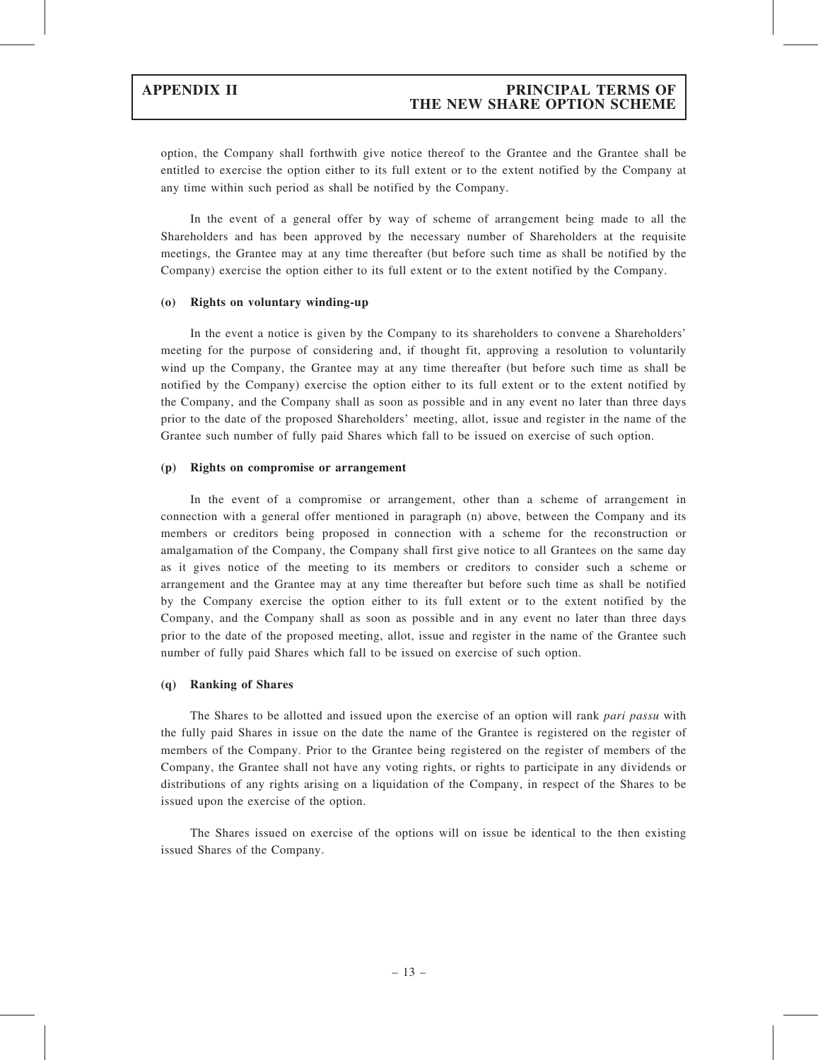option, the Company shall forthwith give notice thereof to the Grantee and the Grantee shall be entitled to exercise the option either to its full extent or to the extent notified by the Company at any time within such period as shall be notified by the Company.

In the event of a general offer by way of scheme of arrangement being made to all the Shareholders and has been approved by the necessary number of Shareholders at the requisite meetings, the Grantee may at any time thereafter (but before such time as shall be notified by the Company) exercise the option either to its full extent or to the extent notified by the Company.

**(o) Rights on voluntary winding-up**

In the event a notice is given by the Company to its shareholders to convene a Shareholders' meeting for the purpose of considering and, if thought fit, approving a resolution to voluntarily wind up the Company, the Grantee may at any time thereafter (but before such time as shall be notified by the Company) exercise the option either to its full extent or to the extent notified by the Company, and the Company shall as soon as possible and in any event no later than three days prior to the date of the proposed Shareholders' meeting, allot, issue and register in the name of the Grantee such number of fully paid Shares which fall to be issued on exercise of such option.

**(p) Rights on compromise or arrangement**

In the event of a compromise or arrangement, other than a scheme of arrangement in connection with a general offer mentioned in paragraph (n) above, between the Company and its members or creditors being proposed in connection with a scheme for the reconstruction or amalgamation of the Company, the Company shall first give notice to all Grantees on the same day as it gives notice of the meeting to its members or creditors to consider such a scheme or arrangement and the Grantee may at any time thereafter but before such time as shall be notified by the Company exercise the option either to its full extent or to the extent notified by the Company, and the Company shall as soon as possible and in any event no later than three days prior to the date of the proposed meeting, allot, issue and register in the name of the Grantee such number of fully paid Shares which fall to be issued on exercise of such option.

**(q) Ranking of Shares**

The Shares to be allotted and issued upon the exercise of an option will rank *pari passu* with the fully paid Shares in issue on the date the name of the Grantee is registered on the register of members of the Company. Prior to the Grantee being registered on the register of members of the Company, the Grantee shall not have any voting rights, or rights to participate in any dividends or distributions of any rights arising on a liquidation of the Company, in respect of the Shares to be issued upon the exercise of the option.

The Shares issued on exercise of the options will on issue be identical to the then existing issued Shares of the Company.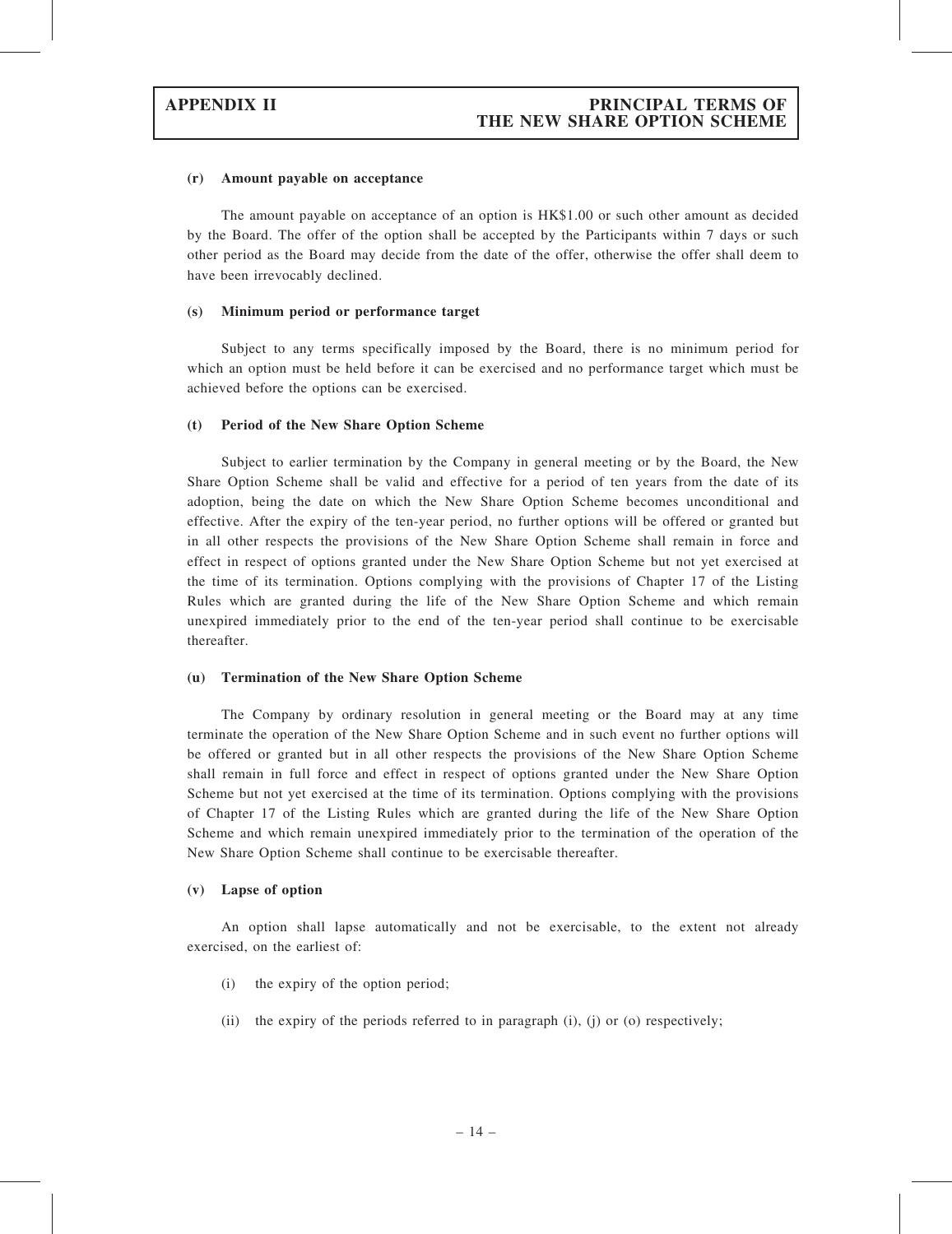#### (r) Amount payable on acceptance

The amount payable on acceptance of an option is HK$1.00 or such other amount as decided by the Board. The offer of the option shall be accepted by the Participants within 7 days or such other period as the Board may decide from the date of the offer, otherwise the offer shall deem to have been irrevocably declined.

#### (s) Minimum period or performance target

Subject to any terms specifically imposed by the Board, there is no minimum period for which an option must be held before it can be exercised and no performance target which must be achieved before the options can be exercised.

#### (t) Period of the New Share Option Scheme

Subject to earlier termination by the Company in general meeting or by the Board, the New Share Option Scheme shall be valid and effective for a period of ten years from the date of its adoption, being the date on which the New Share Option Scheme becomes unconditional and effective. After the expiry of the ten-year period, no further options will be offered or granted but in all other respects the provisions of the New Share Option Scheme shall remain in force and effect in respect of options granted under the New Share Option Scheme but not yet exercised at the time of its termination. Options complying with the provisions of Chapter 17 of the Listing Rules which are granted during the life of the New Share Option Scheme and which remain unexpired immediately prior to the end of the ten-year period shall continue to be exercisable thereafter.

#### (u) Termination of the New Share Option Scheme

The Company by ordinary resolution in general meeting or the Board may at any time terminate the operation of the New Share Option Scheme and in such event no further options will be offered or granted but in all other respects the provisions of the New Share Option Scheme shall remain in full force and effect in respect of options granted under the New Share Option Scheme but not yet exercised at the time of its termination. Options complying with the provisions of Chapter 17 of the Listing Rules which are granted during the life of the New Share Option Scheme and which remain unexpired immediately prior to the termination of the operation of the New Share Option Scheme shall continue to be exercisable thereafter.

#### (v) Lapse of option

An option shall lapse automatically and not be exercisable, to the extent not already exercised, on the earliest of:

(i) the expiry of the option period;

(ii) the expiry of the periods referred to in paragraph (i), (j) or (o) respectively;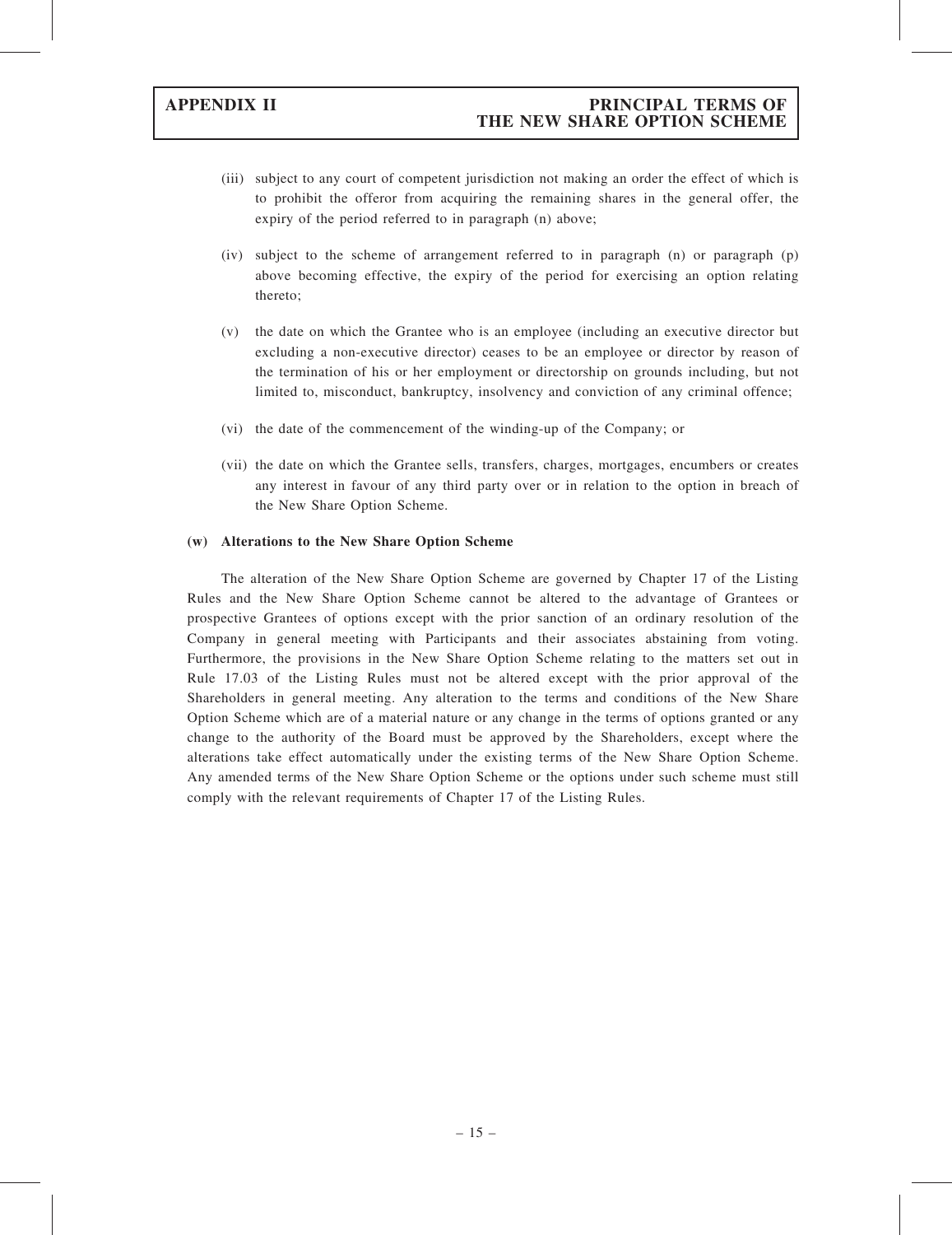(iii) subject to any court of competent jurisdiction not making an order the effect of which is to prohibit the offeror from acquiring the remaining shares in the general offer, the expiry of the period referred to in paragraph (n) above;

(iv) subject to the scheme of arrangement referred to in paragraph (n) or paragraph (p) above becoming effective, the expiry of the period for exercising an option relating thereto;

(v) the date on which the Grantee who is an employee (including an executive director but excluding a non-executive director) ceases to be an employee or director by reason of the termination of his or her employment or directorship on grounds including, but not limited to, misconduct, bankruptcy, insolvency and conviction of any criminal offence;

(vi) the date of the commencement of the winding-up of the Company; or

(vii) the date on which the Grantee sells, transfers, charges, mortgages, encumbers or creates any interest in favour of any third party over or in relation to the option in breach of the New Share Option Scheme.

**(w) Alterations to the New Share Option Scheme**

The alteration of the New Share Option Scheme are governed by Chapter 17 of the Listing Rules and the New Share Option Scheme cannot be altered to the advantage of Grantees or prospective Grantees of options except with the prior sanction of an ordinary resolution of the Company in general meeting with Participants and their associates abstaining from voting. Furthermore, the provisions in the New Share Option Scheme relating to the matters set out in Rule 17.03 of the Listing Rules must not be altered except with the prior approval of the Shareholders in general meeting. Any alteration to the terms and conditions of the New Share Option Scheme which are of a material nature or any change in the terms of options granted or any change to the authority of the Board must be approved by the Shareholders, except where the alterations take effect automatically under the existing terms of the New Share Option Scheme. Any amended terms of the New Share Option Scheme or the options under such scheme must still comply with the relevant requirements of Chapter 17 of the Listing Rules.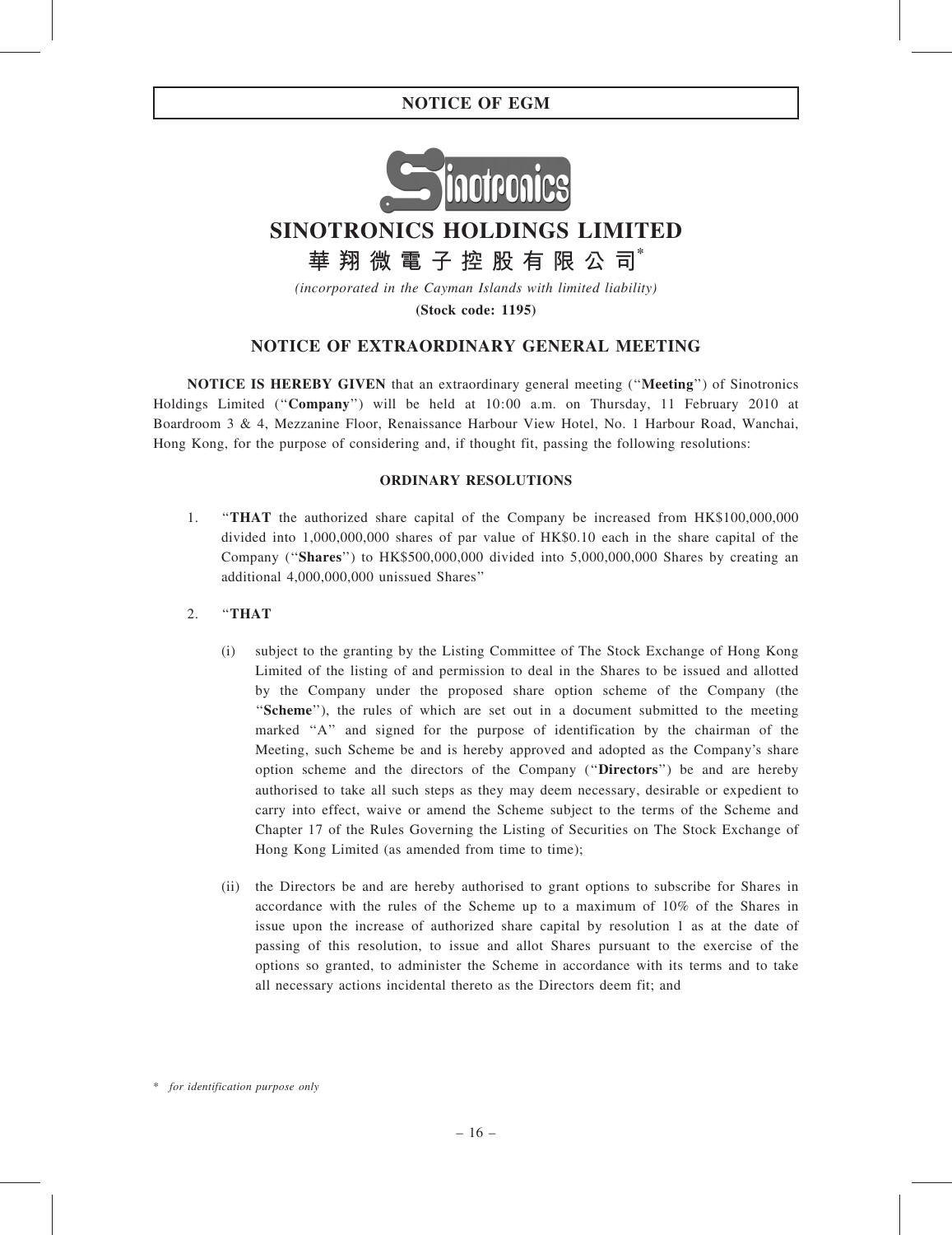# SINOTRONICS HOLDINGS LIMITED

## 華翔微電子控股有限公司*

*(incorporated in the Cayman Islands with limited liability)*

**(Stock code: 1195)**

## NOTICE OF EXTRAORDINARY GENERAL MEETING

**NOTICE IS HEREBY GIVEN** that an extraordinary general meeting (''**Meeting**'') of Sinotronics Holdings Limited (''**Company**'') will be held at 10:00 a.m. on Thursday, 11 February 2010 at Boardroom 3 & 4, Mezzanine Floor, Renaissance Harbour View Hotel, No. 1 Harbour Road, Wanchai, Hong Kong, for the purpose of considering and, if thought fit, passing the following resolutions:

### ORDINARY RESOLUTIONS

1. ''**THAT** the authorized share capital of the Company be increased from HK$100,000,000 divided into 1,000,000,000 shares of par value of HK$0.10 each in the share capital of the Company (''**Shares**'') to HK$500,000,000 divided into 5,000,000,000 Shares by creating an additional 4,000,000,000 unissued Shares''

2. ''**THAT**

   (i) subject to the granting by the Listing Committee of The Stock Exchange of Hong Kong Limited of the listing of and permission to deal in the Shares to be issued and allotted by the Company under the proposed share option scheme of the Company (the ''**Scheme**''), the rules of which are set out in a document submitted to the meeting marked ''A'' and signed for the purpose of identification by the chairman of the Meeting, such Scheme be and is hereby approved and adopted as the Company's share option scheme and the directors of the Company (''**Directors**'') be and are hereby authorised to take all such steps as they may deem necessary, desirable or expedient to carry into effect, waive or amend the Scheme subject to the terms of the Scheme and Chapter 17 of the Rules Governing the Listing of Securities on The Stock Exchange of Hong Kong Limited (as amended from time to time);

   (ii) the Directors be and are hereby authorised to grant options to subscribe for Shares in accordance with the rules of the Scheme up to a maximum of 10% of the Shares in issue upon the increase of authorized share capital by resolution 1 as at the date of passing of this resolution, to issue and allot Shares pursuant to the exercise of the options so granted, to administer the Scheme in accordance with its terms and to take all necessary actions incidental thereto as the Directors deem fit; and

\* *for identification purpose only*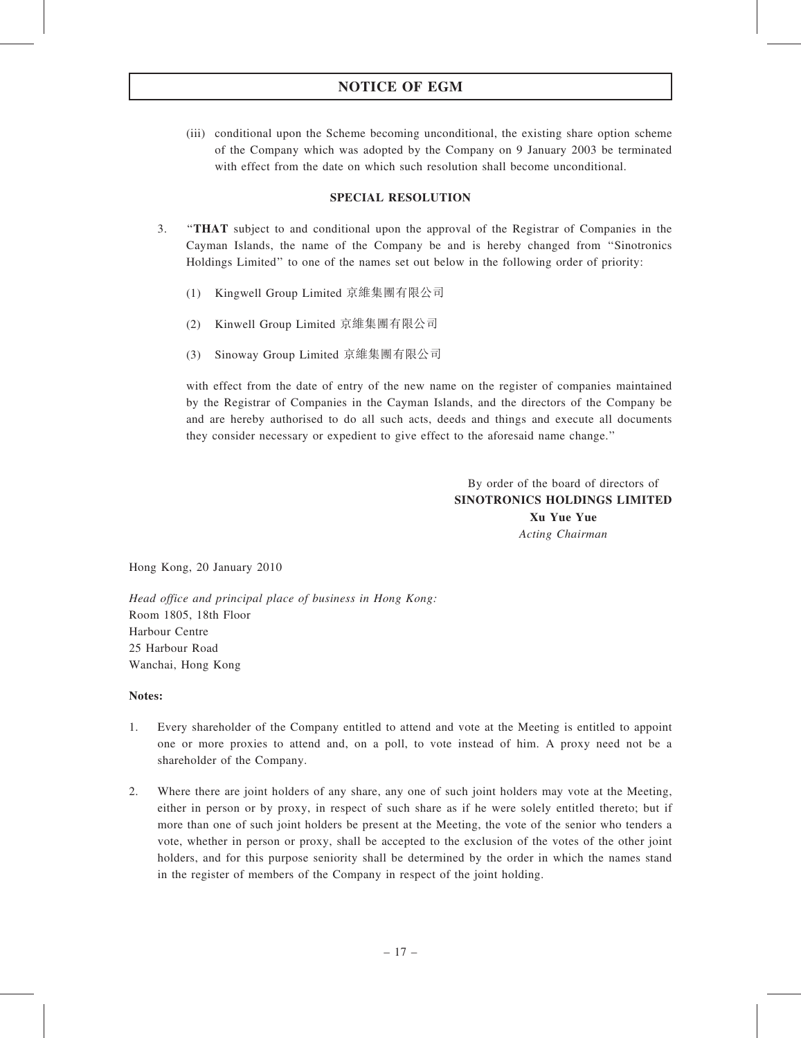## NOTICE OF EGM

(iii) conditional upon the Scheme becoming unconditional, the existing share option scheme of the Company which was adopted by the Company on 9 January 2003 be terminated with effect from the date on which such resolution shall become unconditional.

**SPECIAL RESOLUTION**

3. "**THAT** subject to and conditional upon the approval of the Registrar of Companies in the Cayman Islands, the name of the Company be and is hereby changed from "Sinotronics Holdings Limited" to one of the names set out below in the following order of priority:

   (1) Kingwell Group Limited 京維集團有限公司

   (2) Kinwell Group Limited 京維集團有限公司

   (3) Sinoway Group Limited 京維集團有限公司

   with effect from the date of entry of the new name on the register of companies maintained by the Registrar of Companies in the Cayman Islands, and the directors of the Company be and are hereby authorised to do all such acts, deeds and things and execute all documents they consider necessary or expedient to give effect to the aforesaid name change."

By order of the board of directors of
**SINOTRONICS HOLDINGS LIMITED**
**Xu Yue Yue**
*Acting Chairman*

Hong Kong, 20 January 2010

*Head office and principal place of business in Hong Kong:*
Room 1805, 18th Floor
Harbour Centre
25 Harbour Road
Wanchai, Hong Kong

**Notes:**

1. Every shareholder of the Company entitled to attend and vote at the Meeting is entitled to appoint one or more proxies to attend and, on a poll, to vote instead of him. A proxy need not be a shareholder of the Company.

2. Where there are joint holders of any share, any one of such joint holders may vote at the Meeting, either in person or by proxy, in respect of such share as if he were solely entitled thereto; but if more than one of such joint holders be present at the Meeting, the vote of the senior who tenders a vote, whether in person or proxy, shall be accepted to the exclusion of the votes of the other joint holders, and for this purpose seniority shall be determined by the order in which the names stand in the register of members of the Company in respect of the joint holding.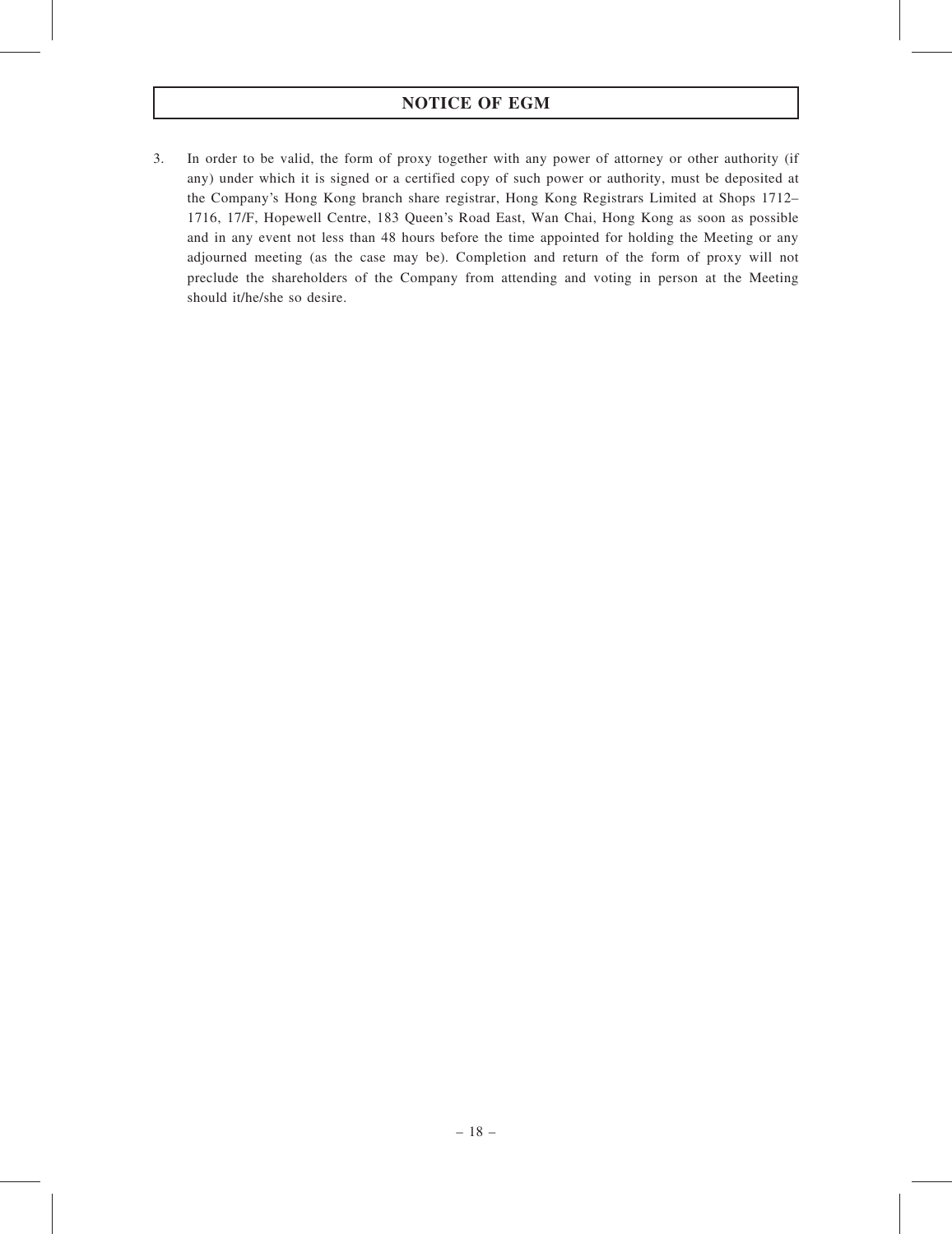3. In order to be valid, the form of proxy together with any power of attorney or other authority (if any) under which it is signed or a certified copy of such power or authority, must be deposited at the Company's Hong Kong branch share registrar, Hong Kong Registrars Limited at Shops 1712–1716, 17/F, Hopewell Centre, 183 Queen's Road East, Wan Chai, Hong Kong as soon as possible and in any event not less than 48 hours before the time appointed for holding the Meeting or any adjourned meeting (as the case may be). Completion and return of the form of proxy will not preclude the shareholders of the Company from attending and voting in person at the Meeting should it/he/she so desire.